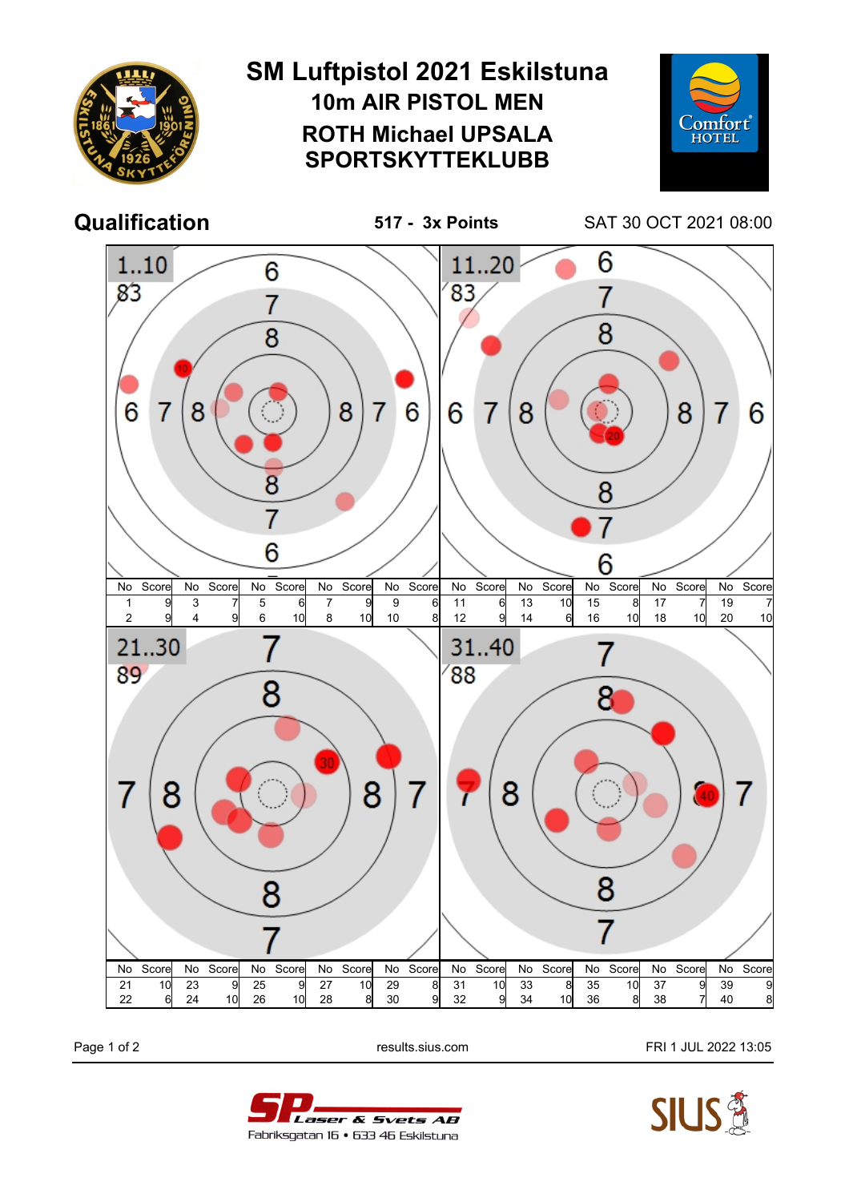# SM Luftpistol 2021 Eskilstuna

## 10m AIR PISTOL MEN

## ROTH Michael UPSALA SPORTSKYTTEKLUBB

**Qualification** **517 - 3x Points** SAT 30 OCT 2021 08:00

**1..10** — 83

| No | Score | No | Score | No | Score | No | Score | No | Score |
|---|---|---|---|---|---|---|---|---|---|
| 1 | 9 | 3 | 7 | 5 | 6 | 7 | 9 | 9 | 6 |
| 2 | 9 | 4 | 9 | 6 | 10 | 8 | 10 | 10 | 8 |

**11..20** — 83

| No | Score | No | Score | No | Score | No | Score | No | Score |
|---|---|---|---|---|---|---|---|---|---|
| 11 | 6 | 13 | 10 | 15 | 8 | 17 | 7 | 19 | 7 |
| 12 | 9 | 14 | 6 | 16 | 10 | 18 | 10 | 20 | 10 |

**21..30** — 89

| No | Score | No | Score | No | Score | No | Score | No | Score |
|---|---|---|---|---|---|---|---|---|---|
| 21 | 10 | 23 | 9 | 25 | 9 | 27 | 10 | 29 | 8 |
| 22 | 6 | 24 | 10 | 26 | 10 | 28 | 8 | 30 | 9 |

**31..40** — 88

| No | Score | No | Score | No | Score | No | Score | No | Score |
|---|---|---|---|---|---|---|---|---|---|
| 31 | 10 | 33 | 8 | 35 | 10 | 37 | 9 | 39 | 9 |
| 32 | 9 | 34 | 10 | 36 | 8 | 38 | 7 | 40 | 8 |

results.sius.com FRI 1 JUL 2022 13:05

SP Laser & Svets AB
Fabriksgatan 16 • 633 46 Eskilstuna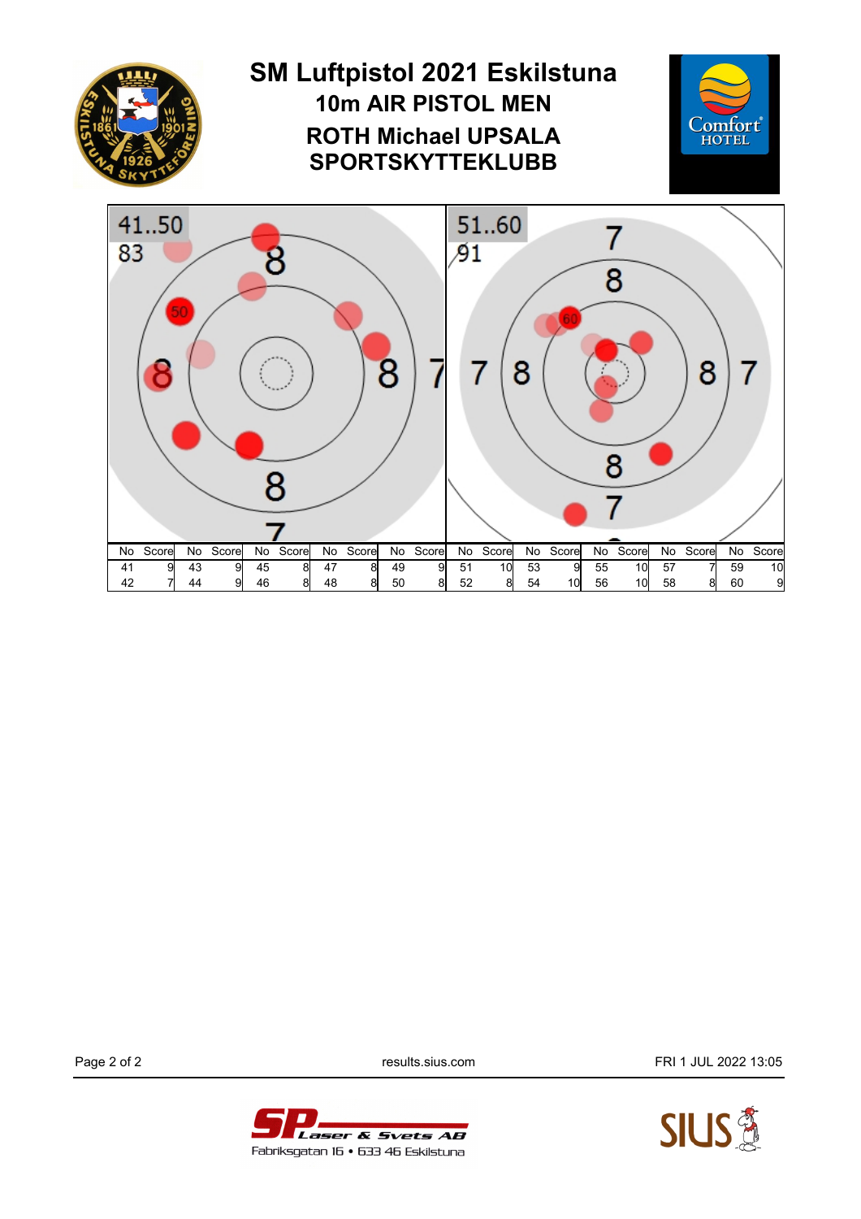# SM Luftpistol 2021 Eskilstuna

## 10m AIR PISTOL MEN

## ROTH Michael UPSALA SPORTSKYTTEKLUBB

41..50
83

51..60
91

| No | Score | No | Score | No | Score | No | Score | No | Score | No | Score | No | Score | No | Score | No | Score | No | Score |
|---|---|---|---|---|---|---|---|---|---|---|---|---|---|---|---|---|---|---|---|
| 41 | 9 | 43 | 9 | 45 | 8 | 47 | 8 | 49 | 9 | 51 | 10 | 53 | 9 | 55 | 10 | 57 | 7 | 59 | 10 |
| 42 | 7 | 44 | 9 | 46 | 8 | 48 | 8 | 50 | 8 | 52 | 8 | 54 | 10 | 56 | 10 | 58 | 8 | 60 | 9 |

results.sius.com

FRI 1 JUL 2022 13:05

SP Laser & Svets AB
Fabriksgatan 16 • 633 46 Eskilstuna

SIUS